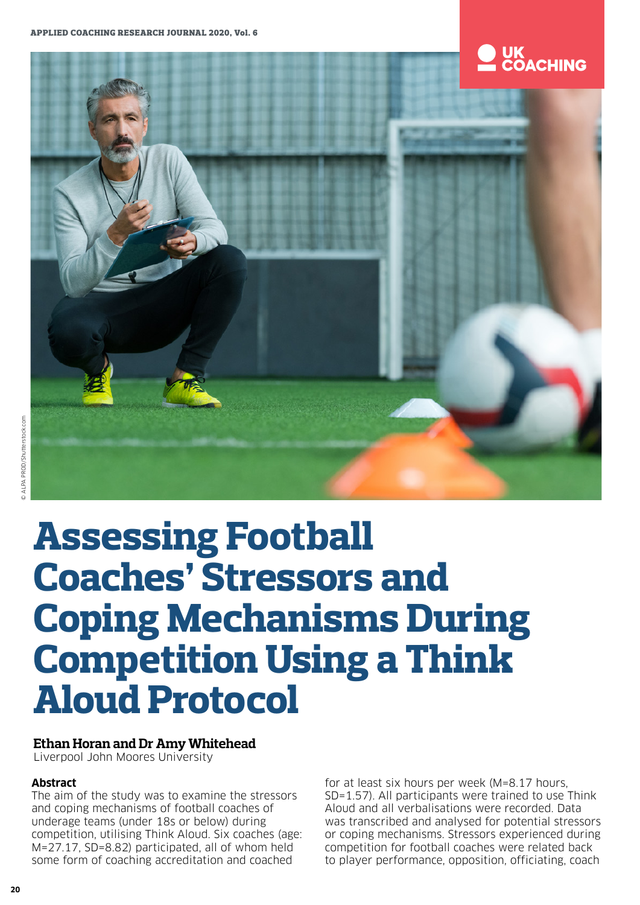# Assessing Football Coaches' Stressors and Coping Mechanisms During Competition Using a Think Aloud Protocol

**Ethan Horan and Dr Amy Whitehead**
Liverpool John Moores University

**Abstract**

The aim of the study was to examine the stressors and coping mechanisms of football coaches of underage teams (under 18s or below) during competition, utilising Think Aloud. Six coaches (age: M=27.17, SD=8.82) participated, all of whom held some form of coaching accreditation and coached for at least six hours per week (M=8.17 hours, SD=1.57). All participants were trained to use Think Aloud and all verbalisations were recorded. Data was transcribed and analysed for potential stressors or coping mechanisms. Stressors experienced during competition for football coaches were related back to player performance, opposition, officiating, coach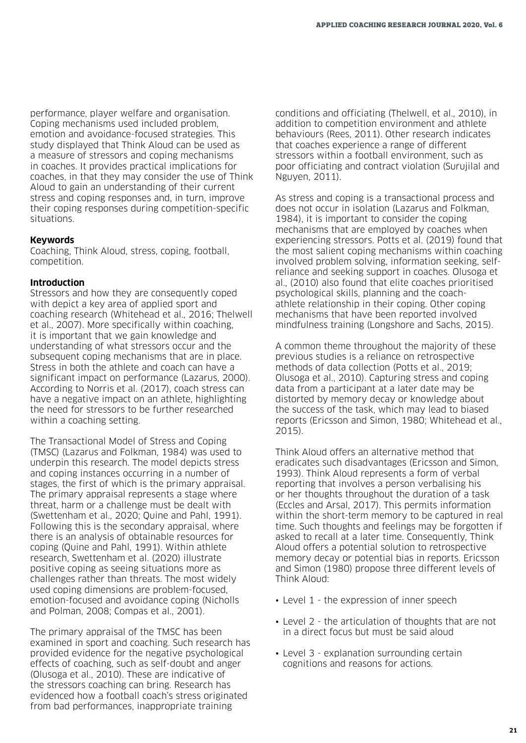performance, player welfare and organisation. Coping mechanisms used included problem, emotion and avoidance-focused strategies. This study displayed that Think Aloud can be used as a measure of stressors and coping mechanisms in coaches. It provides practical implications for coaches, in that they may consider the use of Think Aloud to gain an understanding of their current stress and coping responses and, in turn, improve their coping responses during competition-specific situations.

### Keywords

Coaching, Think Aloud, stress, coping, football, competition.

### Introduction

Stressors and how they are consequently coped with depict a key area of applied sport and coaching research (Whitehead et al., 2016; Thelwell et al., 2007). More specifically within coaching, it is important that we gain knowledge and understanding of what stressors occur and the subsequent coping mechanisms that are in place. Stress in both the athlete and coach can have a significant impact on performance (Lazarus, 2000). According to Norris et al. (2017), coach stress can have a negative impact on an athlete, highlighting the need for stressors to be further researched within a coaching setting.

The Transactional Model of Stress and Coping (TMSC) (Lazarus and Folkman, 1984) was used to underpin this research. The model depicts stress and coping instances occurring in a number of stages, the first of which is the primary appraisal. The primary appraisal represents a stage where threat, harm or a challenge must be dealt with (Swettenham et al., 2020; Quine and Pahl, 1991). Following this is the secondary appraisal, where there is an analysis of obtainable resources for coping (Quine and Pahl, 1991). Within athlete research, Swettenham et al. (2020) illustrate positive coping as seeing situations more as challenges rather than threats. The most widely used coping dimensions are problem-focused, emotion-focused and avoidance coping (Nicholls and Polman, 2008; Compas et al., 2001).

The primary appraisal of the TMSC has been examined in sport and coaching. Such research has provided evidence for the negative psychological effects of coaching, such as self-doubt and anger (Olusoga et al., 2010). These are indicative of the stressors coaching can bring. Research has evidenced how a football coach's stress originated from bad performances, inappropriate training conditions and officiating (Thelwell, et al., 2010), in addition to competition environment and athlete behaviours (Rees, 2011). Other research indicates that coaches experience a range of different stressors within a football environment, such as poor officiating and contract violation (Surujilal and Nguyen, 2011).

As stress and coping is a transactional process and does not occur in isolation (Lazarus and Folkman, 1984), it is important to consider the coping mechanisms that are employed by coaches when experiencing stressors. Potts et al. (2019) found that the most salient coping mechanisms within coaching involved problem solving, information seeking, self-reliance and seeking support in coaches. Olusoga et al., (2010) also found that elite coaches prioritised psychological skills, planning and the coach-athlete relationship in their coping. Other coping mechanisms that have been reported involved mindfulness training (Longshore and Sachs, 2015).

A common theme throughout the majority of these previous studies is a reliance on retrospective methods of data collection (Potts et al., 2019; Olusoga et al., 2010). Capturing stress and coping data from a participant at a later date may be distorted by memory decay or knowledge about the success of the task, which may lead to biased reports (Ericsson and Simon, 1980; Whitehead et al., 2015).

Think Aloud offers an alternative method that eradicates such disadvantages (Ericsson and Simon, 1993). Think Aloud represents a form of verbal reporting that involves a person verbalising his or her thoughts throughout the duration of a task (Eccles and Arsal, 2017). This permits information within the short-term memory to be captured in real time. Such thoughts and feelings may be forgotten if asked to recall at a later time. Consequently, Think Aloud offers a potential solution to retrospective memory decay or potential bias in reports. Ericsson and Simon (1980) propose three different levels of Think Aloud:

- Level 1 - the expression of inner speech
- Level 2 - the articulation of thoughts that are not in a direct focus but must be said aloud
- Level 3 - explanation surrounding certain cognitions and reasons for actions.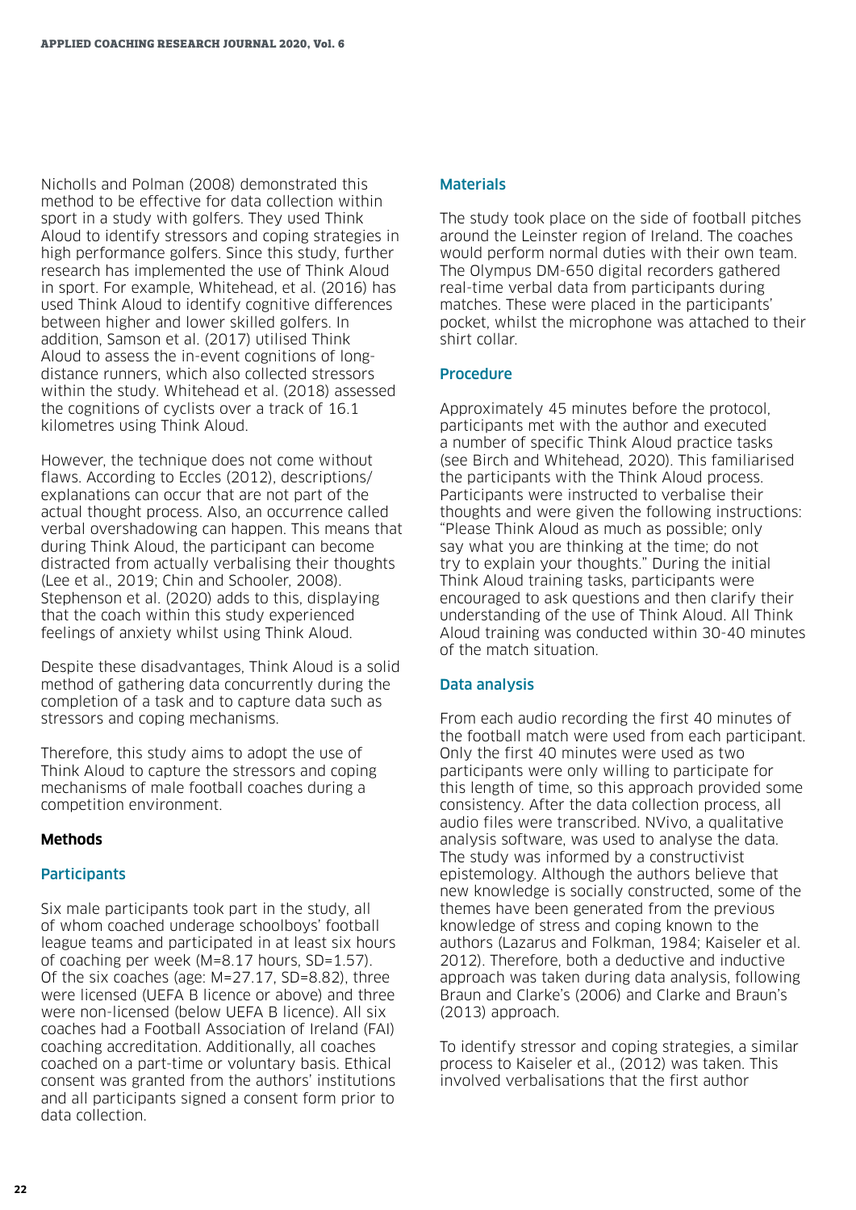Nicholls and Polman (2008) demonstrated this method to be effective for data collection within sport in a study with golfers. They used Think Aloud to identify stressors and coping strategies in high performance golfers. Since this study, further research has implemented the use of Think Aloud in sport. For example, Whitehead, et al. (2016) has used Think Aloud to identify cognitive differences between higher and lower skilled golfers. In addition, Samson et al. (2017) utilised Think Aloud to assess the in-event cognitions of long-distance runners, which also collected stressors within the study. Whitehead et al. (2018) assessed the cognitions of cyclists over a track of 16.1 kilometres using Think Aloud.

However, the technique does not come without flaws. According to Eccles (2012), descriptions/explanations can occur that are not part of the actual thought process. Also, an occurrence called verbal overshadowing can happen. This means that during Think Aloud, the participant can become distracted from actually verbalising their thoughts (Lee et al., 2019; Chin and Schooler, 2008). Stephenson et al. (2020) adds to this, displaying that the coach within this study experienced feelings of anxiety whilst using Think Aloud.

Despite these disadvantages, Think Aloud is a solid method of gathering data concurrently during the completion of a task and to capture data such as stressors and coping mechanisms.

Therefore, this study aims to adopt the use of Think Aloud to capture the stressors and coping mechanisms of male football coaches during a competition environment.

## Methods

### Participants

Six male participants took part in the study, all of whom coached underage schoolboys' football league teams and participated in at least six hours of coaching per week (M=8.17 hours, SD=1.57). Of the six coaches (age: M=27.17, SD=8.82), three were licensed (UEFA B licence or above) and three were non-licensed (below UEFA B licence). All six coaches had a Football Association of Ireland (FAI) coaching accreditation. Additionally, all coaches coached on a part-time or voluntary basis. Ethical consent was granted from the authors' institutions and all participants signed a consent form prior to data collection.

### Materials

The study took place on the side of football pitches around the Leinster region of Ireland. The coaches would perform normal duties with their own team. The Olympus DM-650 digital recorders gathered real-time verbal data from participants during matches. These were placed in the participants' pocket, whilst the microphone was attached to their shirt collar.

### Procedure

Approximately 45 minutes before the protocol, participants met with the author and executed a number of specific Think Aloud practice tasks (see Birch and Whitehead, 2020). This familiarised the participants with the Think Aloud process. Participants were instructed to verbalise their thoughts and were given the following instructions: "Please Think Aloud as much as possible; only say what you are thinking at the time; do not try to explain your thoughts." During the initial Think Aloud training tasks, participants were encouraged to ask questions and then clarify their understanding of the use of Think Aloud. All Think Aloud training was conducted within 30-40 minutes of the match situation.

### Data analysis

From each audio recording the first 40 minutes of the football match were used from each participant. Only the first 40 minutes were used as two participants were only willing to participate for this length of time, so this approach provided some consistency. After the data collection process, all audio files were transcribed. NVivo, a qualitative analysis software, was used to analyse the data. The study was informed by a constructivist epistemology. Although the authors believe that new knowledge is socially constructed, some of the themes have been generated from the previous knowledge of stress and coping known to the authors (Lazarus and Folkman, 1984; Kaiseler et al. 2012). Therefore, both a deductive and inductive approach was taken during data analysis, following Braun and Clarke's (2006) and Clarke and Braun's (2013) approach.

To identify stressor and coping strategies, a similar process to Kaiseler et al., (2012) was taken. This involved verbalisations that the first author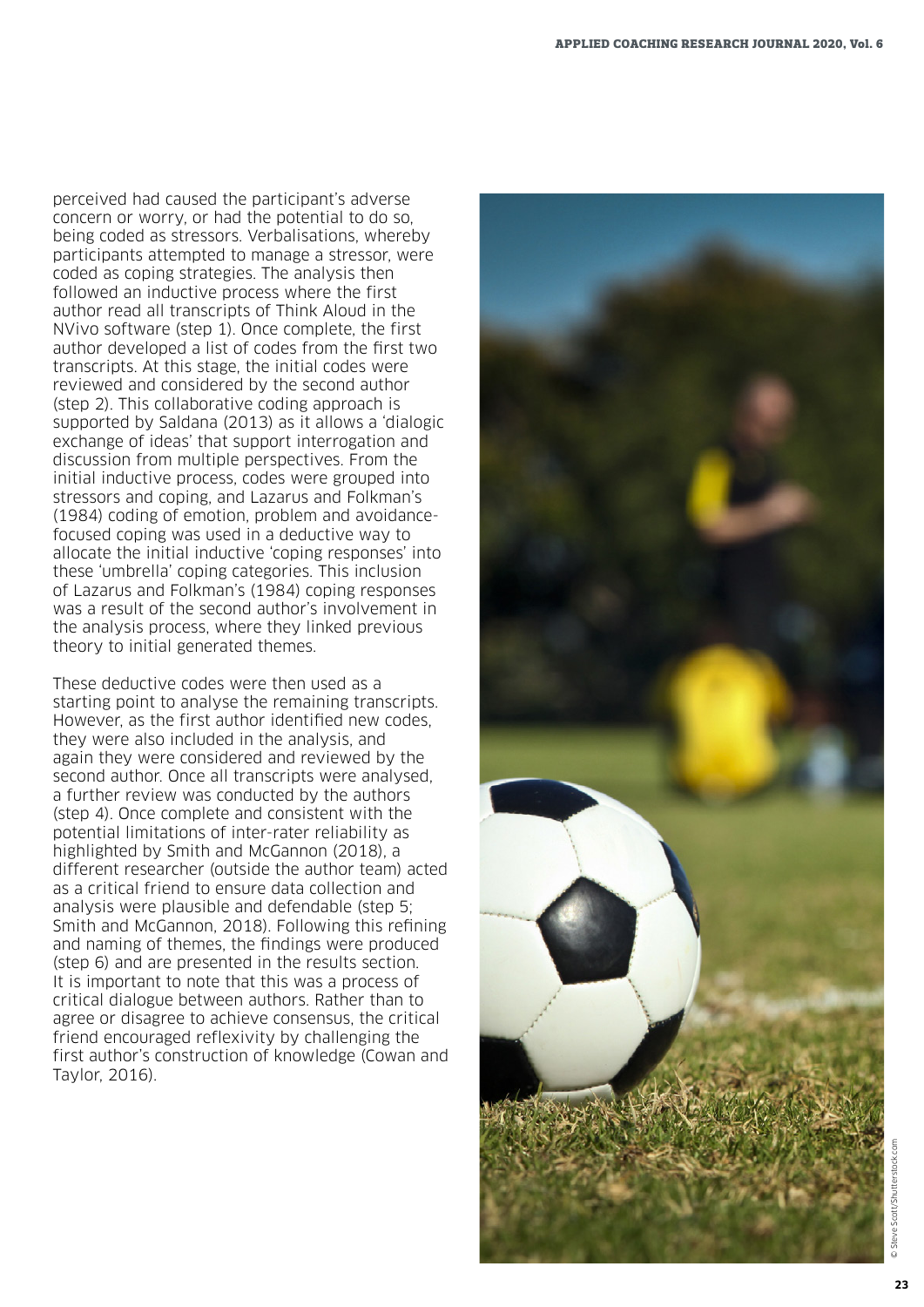perceived had caused the participant's adverse concern or worry, or had the potential to do so, being coded as stressors. Verbalisations, whereby participants attempted to manage a stressor, were coded as coping strategies. The analysis then followed an inductive process where the first author read all transcripts of Think Aloud in the NVivo software (step 1). Once complete, the first author developed a list of codes from the first two transcripts. At this stage, the initial codes were reviewed and considered by the second author (step 2). This collaborative coding approach is supported by Saldana (2013) as it allows a 'dialogic exchange of ideas' that support interrogation and discussion from multiple perspectives. From the initial inductive process, codes were grouped into stressors and coping, and Lazarus and Folkman's (1984) coding of emotion, problem and avoidance-focused coping was used in a deductive way to allocate the initial inductive 'coping responses' into these 'umbrella' coping categories. This inclusion of Lazarus and Folkman's (1984) coping responses was a result of the second author's involvement in the analysis process, where they linked previous theory to initial generated themes.

These deductive codes were then used as a starting point to analyse the remaining transcripts. However, as the first author identified new codes, they were also included in the analysis, and again they were considered and reviewed by the second author. Once all transcripts were analysed, a further review was conducted by the authors (step 4). Once complete and consistent with the potential limitations of inter-rater reliability as highlighted by Smith and McGannon (2018), a different researcher (outside the author team) acted as a critical friend to ensure data collection and analysis were plausible and defendable (step 5; Smith and McGannon, 2018). Following this refining and naming of themes, the findings were produced (step 6) and are presented in the results section. It is important to note that this was a process of critical dialogue between authors. Rather than to agree or disagree to achieve consensus, the critical friend encouraged reflexivity by challenging the first author's construction of knowledge (Cowan and Taylor, 2016).

© Steve Scott/Shutterstock.com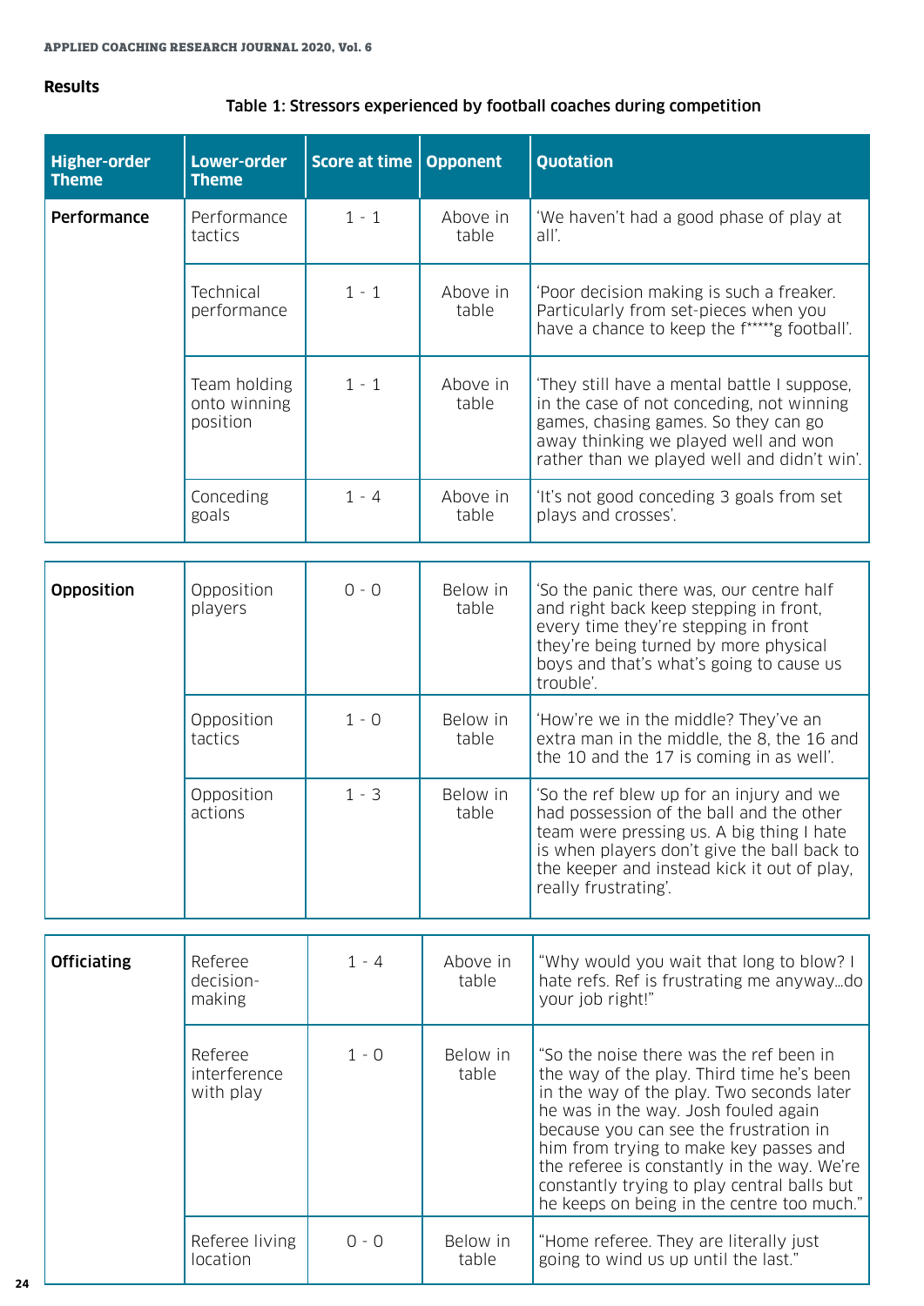## Results

**Table 1: Stressors experienced by football coaches during competition**

| Higher-order Theme | Lower-order Theme | Score at time | Opponent | Quotation |
|---|---|---|---|---|
| **Performance** | Performance tactics | 1 - 1 | Above in table | 'We haven't had a good phase of play at all'. |
| | Technical performance | 1 - 1 | Above in table | 'Poor decision making is such a freaker. Particularly from set-pieces when you have a chance to keep the f*****g football'. |
| | Team holding onto winning position | 1 - 1 | Above in table | 'They still have a mental battle I suppose, in the case of not conceding, not winning games, chasing games. So they can go away thinking we played well and won rather than we played well and didn't win'. |
| | Conceding goals | 1 - 4 | Above in table | 'It's not good conceding 3 goals from set plays and crosses'. |
| **Opposition** | Opposition players | 0 - 0 | Below in table | 'So the panic there was, our centre half and right back keep stepping in front, every time they're stepping in front they're being turned by more physical boys and that's what's going to cause us trouble'. |
| | Opposition tactics | 1 - 0 | Below in table | 'How're we in the middle? They've an extra man in the middle, the 8, the 16 and the 10 and the 17 is coming in as well'. |
| | Opposition actions | 1 - 3 | Below in table | 'So the ref blew up for an injury and we had possession of the ball and the other team were pressing us. A big thing I hate is when players don't give the ball back to the keeper and instead kick it out of play, really frustrating'. |
| **Officiating** | Referee decision-making | 1 - 4 | Above in table | "Why would you wait that long to blow? I hate refs. Ref is frustrating me anyway…do your job right!" |
| | Referee interference with play | 1 - 0 | Below in table | "So the noise there was the ref been in the way of the play. Third time he's been in the way of the play. Two seconds later he was in the way. Josh fouled again because you can see the frustration in him from trying to make key passes and the referee is constantly in the way. We're constantly trying to play central balls but he keeps on being in the centre too much." |
| | Referee living location | 0 - 0 | Below in table | "Home referee. They are literally just going to wind us up until the last." |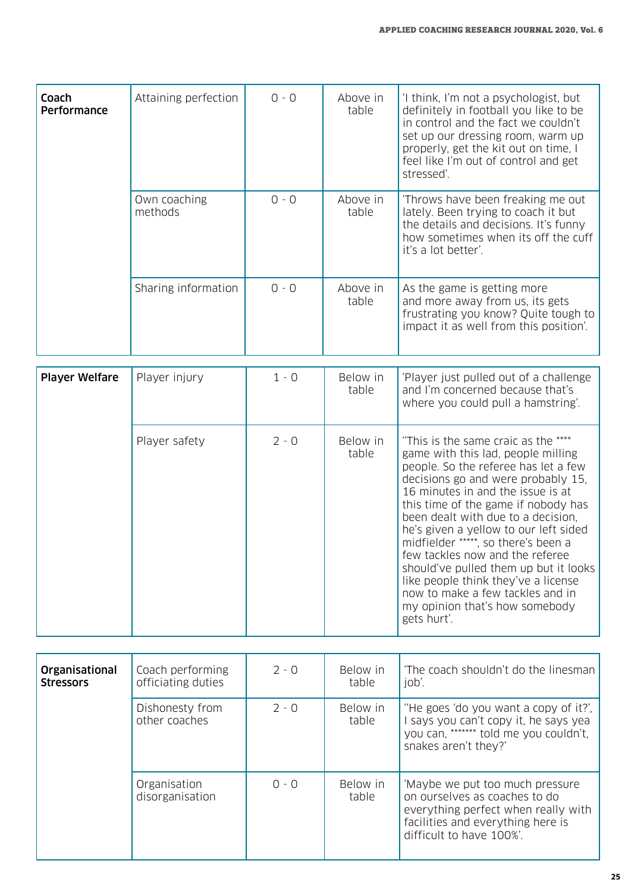| | | | | |
|---|---|---|---|---|
| **Coach Performance** | Attaining perfection | 0 - 0 | Above in table | 'I think, I'm not a psychologist, but definitely in football you like to be in control and the fact we couldn't set up our dressing room, warm up properly, get the kit out on time, I feel like I'm out of control and get stressed'. |
| | Own coaching methods | 0 - 0 | Above in table | 'Throws have been freaking me out lately. Been trying to coach it but the details and decisions. It's funny how sometimes when its off the cuff it's a lot better'. |
| | Sharing information | 0 - 0 | Above in table | As the game is getting more and more away from us, its gets frustrating you know? Quite tough to impact it as well from this position'. |
| **Player Welfare** | Player injury | 1 - 0 | Below in table | 'Player just pulled out of a challenge and I'm concerned because that's where you could pull a hamstring'. |
| | Player safety | 2 - 0 | Below in table | "This is the same craic as the **** game with this lad, people milling people. So the referee has let a few decisions go and were probably 15, 16 minutes in and the issue is at this time of the game if nobody has been dealt with due to a decision, he's given a yellow to our left sided midfielder *****, so there's been a few tackles now and the referee should've pulled them up but it looks like people think they've a license now to make a few tackles and in my opinion that's how somebody gets hurt'. |
| **Organisational Stressors** | Coach performing officiating duties | 2 - 0 | Below in table | 'The coach shouldn't do the linesman job'. |
| | Dishonesty from other coaches | 2 - 0 | Below in table | "He goes 'do you want a copy of it?', I says you can't copy it, he says yea you can, ******* told me you couldn't, snakes aren't they?' |
| | Organisation disorganisation | 0 - 0 | Below in table | 'Maybe we put too much pressure on ourselves as coaches to do everything perfect when really with facilities and everything here is difficult to have 100%'. |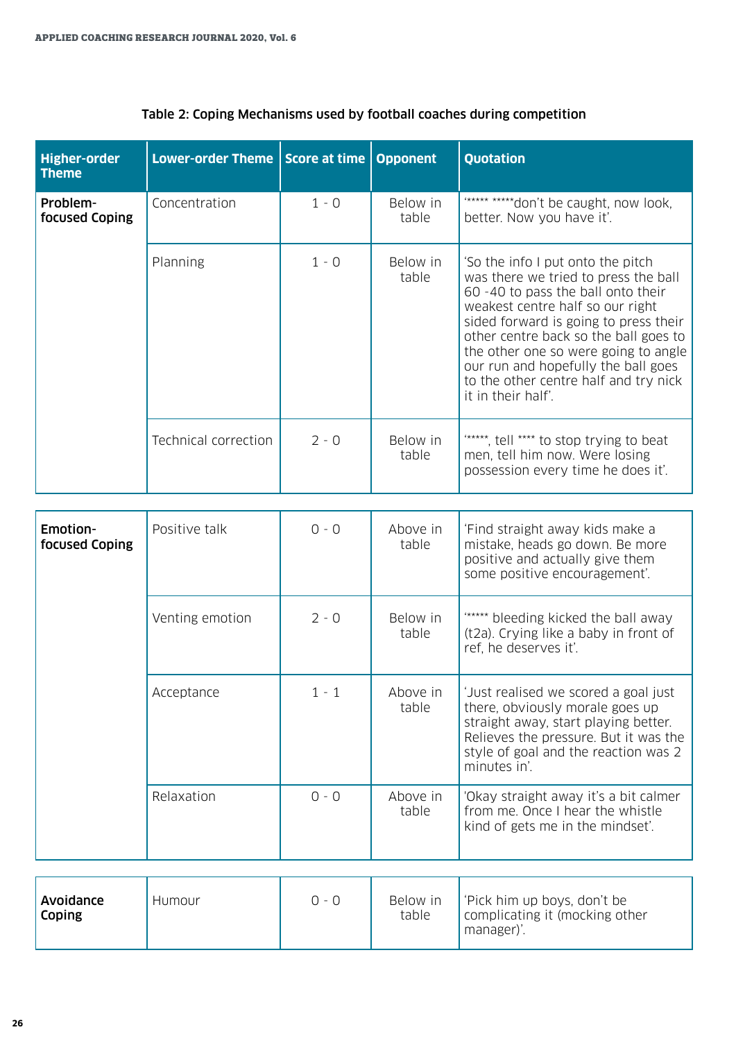Table 2: Coping Mechanisms used by football coaches during competition

| Higher-order Theme | Lower-order Theme | Score at time | Opponent | Quotation |
|---|---|---|---|---|
| **Problem-focused Coping** | Concentration | 1 - 0 | Below in table | '***** *****don't be caught, now look, better. Now you have it'. |
| | Planning | 1 - 0 | Below in table | 'So the info I put onto the pitch was there we tried to press the ball 60 -40 to pass the ball onto their weakest centre half so our right sided forward is going to press their other centre back so the ball goes to the other one so were going to angle our run and hopefully the ball goes to the other centre half and try nick it in their half'. |
| | Technical correction | 2 - 0 | Below in table | '*****, tell **** to stop trying to beat men, tell him now. Were losing possession every time he does it'. |
| **Emotion-focused Coping** | Positive talk | 0 - 0 | Above in table | 'Find straight away kids make a mistake, heads go down. Be more positive and actually give them some positive encouragement'. |
| | Venting emotion | 2 - 0 | Below in table | '***** bleeding kicked the ball away (t2a). Crying like a baby in front of ref, he deserves it'. |
| | Acceptance | 1 - 1 | Above in table | 'Just realised we scored a goal just there, obviously morale goes up straight away, start playing better. Relieves the pressure. But it was the style of goal and the reaction was 2 minutes in'. |
| | Relaxation | 0 - 0 | Above in table | 'Okay straight away it's a bit calmer from me. Once I hear the whistle kind of gets me in the mindset'. |
| **Avoidance Coping** | Humour | 0 - 0 | Below in table | 'Pick him up boys, don't be complicating it (mocking other manager)'. |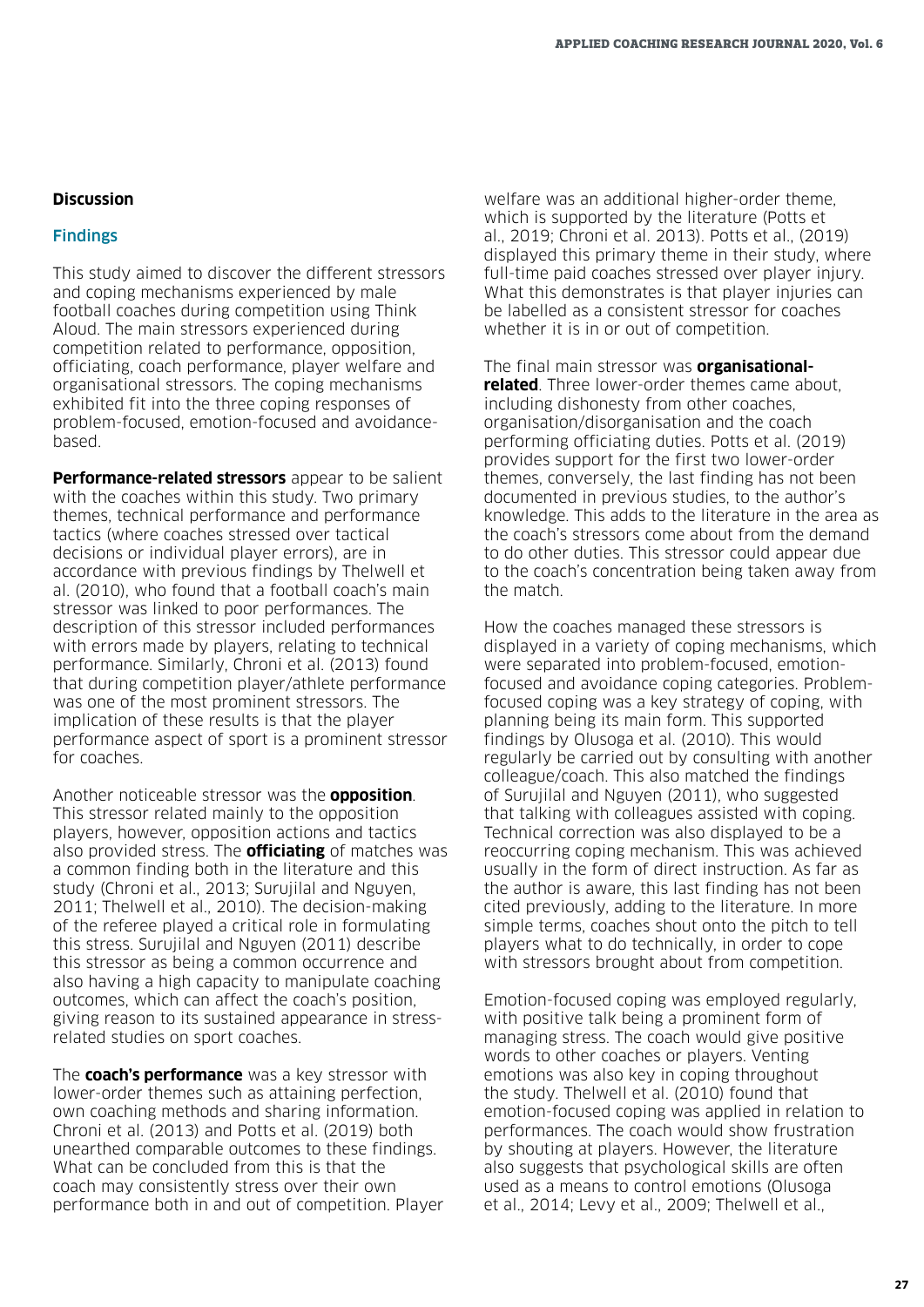## Discussion

### Findings

This study aimed to discover the different stressors and coping mechanisms experienced by male football coaches during competition using Think Aloud. The main stressors experienced during competition related to performance, opposition, officiating, coach performance, player welfare and organisational stressors. The coping mechanisms exhibited fit into the three coping responses of problem-focused, emotion-focused and avoidance-based.

**Performance-related stressors** appear to be salient with the coaches within this study. Two primary themes, technical performance and performance tactics (where coaches stressed over tactical decisions or individual player errors), are in accordance with previous findings by Thelwell et al. (2010), who found that a football coach's main stressor was linked to poor performances. The description of this stressor included performances with errors made by players, relating to technical performance. Similarly, Chroni et al. (2013) found that during competition player/athlete performance was one of the most prominent stressors. The implication of these results is that the player performance aspect of sport is a prominent stressor for coaches.

Another noticeable stressor was the **opposition**. This stressor related mainly to the opposition players, however, opposition actions and tactics also provided stress. The **officiating** of matches was a common finding both in the literature and this study (Chroni et al., 2013; Surujilal and Nguyen, 2011; Thelwell et al., 2010). The decision-making of the referee played a critical role in formulating this stress. Surujilal and Nguyen (2011) describe this stressor as being a common occurrence and also having a high capacity to manipulate coaching outcomes, which can affect the coach's position, giving reason to its sustained appearance in stress-related studies on sport coaches.

The **coach's performance** was a key stressor with lower-order themes such as attaining perfection, own coaching methods and sharing information. Chroni et al. (2013) and Potts et al. (2019) both unearthed comparable outcomes to these findings. What can be concluded from this is that the coach may consistently stress over their own performance both in and out of competition. Player welfare was an additional higher-order theme, which is supported by the literature (Potts et al., 2019; Chroni et al. 2013). Potts et al., (2019) displayed this primary theme in their study, where full-time paid coaches stressed over player injury. What this demonstrates is that player injuries can be labelled as a consistent stressor for coaches whether it is in or out of competition.

The final main stressor was **organisational-related**. Three lower-order themes came about, including dishonesty from other coaches, organisation/disorganisation and the coach performing officiating duties. Potts et al. (2019) provides support for the first two lower-order themes, conversely, the last finding has not been documented in previous studies, to the author's knowledge. This adds to the literature in the area as the coach's stressors come about from the demand to do other duties. This stressor could appear due to the coach's concentration being taken away from the match.

How the coaches managed these stressors is displayed in a variety of coping mechanisms, which were separated into problem-focused, emotion-focused and avoidance coping categories. Problem-focused coping was a key strategy of coping, with planning being its main form. This supported findings by Olusoga et al. (2010). This would regularly be carried out by consulting with another colleague/coach. This also matched the findings of Surujilal and Nguyen (2011), who suggested that talking with colleagues assisted with coping. Technical correction was also displayed to be a reoccurring coping mechanism. This was achieved usually in the form of direct instruction. As far as the author is aware, this last finding has not been cited previously, adding to the literature. In more simple terms, coaches shout onto the pitch to tell players what to do technically, in order to cope with stressors brought about from competition.

Emotion-focused coping was employed regularly, with positive talk being a prominent form of managing stress. The coach would give positive words to other coaches or players. Venting emotions was also key in coping throughout the study. Thelwell et al. (2010) found that emotion-focused coping was applied in relation to performances. The coach would show frustration by shouting at players. However, the literature also suggests that psychological skills are often used as a means to control emotions (Olusoga et al., 2014; Levy et al., 2009; Thelwell et al.,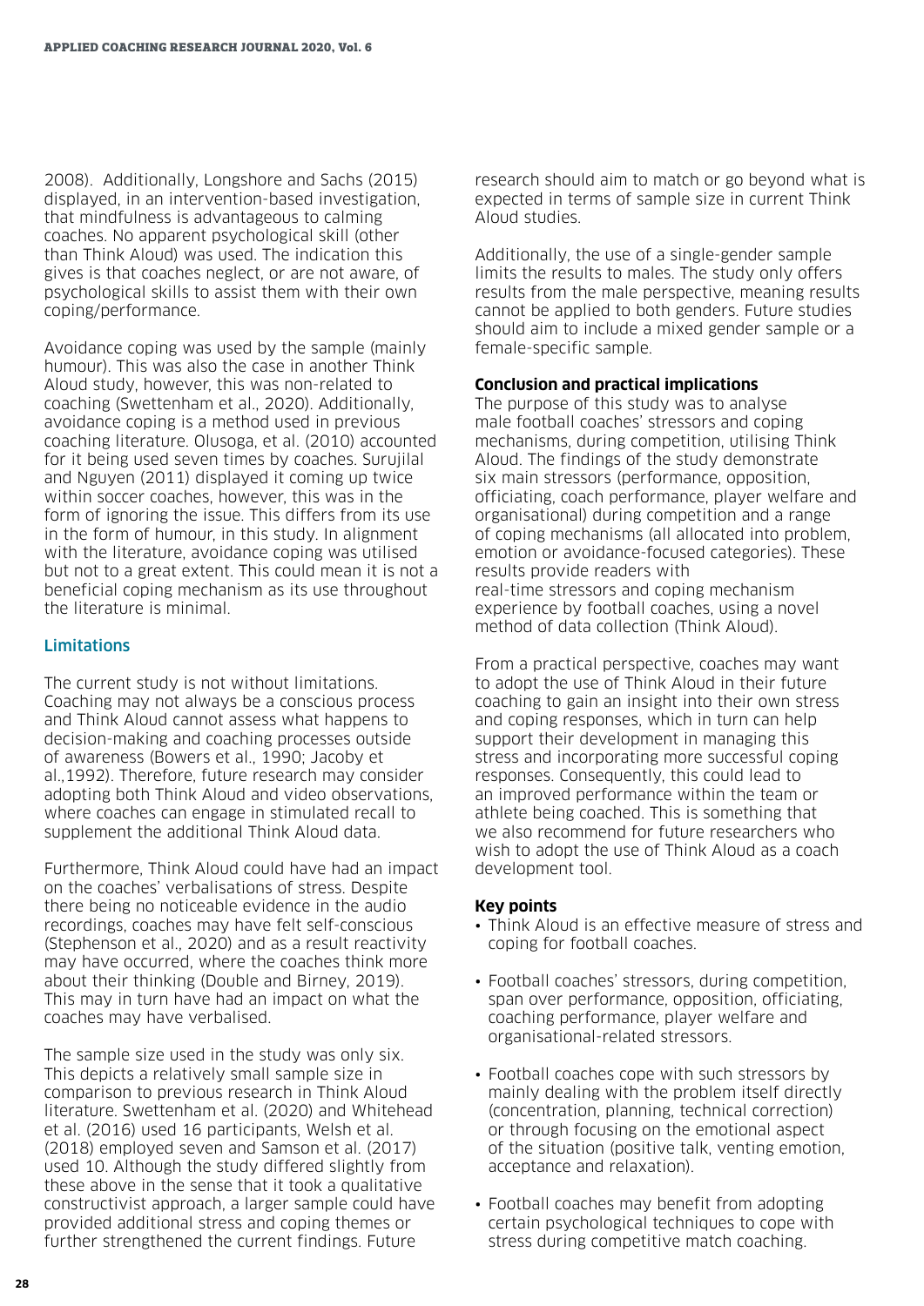2008). Additionally, Longshore and Sachs (2015) displayed, in an intervention-based investigation, that mindfulness is advantageous to calming coaches. No apparent psychological skill (other than Think Aloud) was used. The indication this gives is that coaches neglect, or are not aware, of psychological skills to assist them with their own coping/performance.

Avoidance coping was used by the sample (mainly humour). This was also the case in another Think Aloud study, however, this was non-related to coaching (Swettenham et al., 2020). Additionally, avoidance coping is a method used in previous coaching literature. Olusoga, et al. (2010) accounted for it being used seven times by coaches. Surujilal and Nguyen (2011) displayed it coming up twice within soccer coaches, however, this was in the form of ignoring the issue. This differs from its use in the form of humour, in this study. In alignment with the literature, avoidance coping was utilised but not to a great extent. This could mean it is not a beneficial coping mechanism as its use throughout the literature is minimal.

## Limitations

The current study is not without limitations. Coaching may not always be a conscious process and Think Aloud cannot assess what happens to decision-making and coaching processes outside of awareness (Bowers et al., 1990; Jacoby et al.,1992). Therefore, future research may consider adopting both Think Aloud and video observations, where coaches can engage in stimulated recall to supplement the additional Think Aloud data.

Furthermore, Think Aloud could have had an impact on the coaches' verbalisations of stress. Despite there being no noticeable evidence in the audio recordings, coaches may have felt self-conscious (Stephenson et al., 2020) and as a result reactivity may have occurred, where the coaches think more about their thinking (Double and Birney, 2019). This may in turn have had an impact on what the coaches may have verbalised.

The sample size used in the study was only six. This depicts a relatively small sample size in comparison to previous research in Think Aloud literature. Swettenham et al. (2020) and Whitehead et al. (2016) used 16 participants, Welsh et al. (2018) employed seven and Samson et al. (2017) used 10. Although the study differed slightly from these above in the sense that it took a qualitative constructivist approach, a larger sample could have provided additional stress and coping themes or further strengthened the current findings. Future research should aim to match or go beyond what is expected in terms of sample size in current Think Aloud studies.

Additionally, the use of a single-gender sample limits the results to males. The study only offers results from the male perspective, meaning results cannot be applied to both genders. Future studies should aim to include a mixed gender sample or a female-specific sample.

### Conclusion and practical implications

The purpose of this study was to analyse male football coaches' stressors and coping mechanisms, during competition, utilising Think Aloud. The findings of the study demonstrate six main stressors (performance, opposition, officiating, coach performance, player welfare and organisational) during competition and a range of coping mechanisms (all allocated into problem, emotion or avoidance-focused categories). These results provide readers with real-time stressors and coping mechanism experience by football coaches, using a novel method of data collection (Think Aloud).

From a practical perspective, coaches may want to adopt the use of Think Aloud in their future coaching to gain an insight into their own stress and coping responses, which in turn can help support their development in managing this stress and incorporating more successful coping responses. Consequently, this could lead to an improved performance within the team or athlete being coached. This is something that we also recommend for future researchers who wish to adopt the use of Think Aloud as a coach development tool.

### Key points

- Think Aloud is an effective measure of stress and coping for football coaches.
- Football coaches' stressors, during competition, span over performance, opposition, officiating, coaching performance, player welfare and organisational-related stressors.
- Football coaches cope with such stressors by mainly dealing with the problem itself directly (concentration, planning, technical correction) or through focusing on the emotional aspect of the situation (positive talk, venting emotion, acceptance and relaxation).
- Football coaches may benefit from adopting certain psychological techniques to cope with stress during competitive match coaching.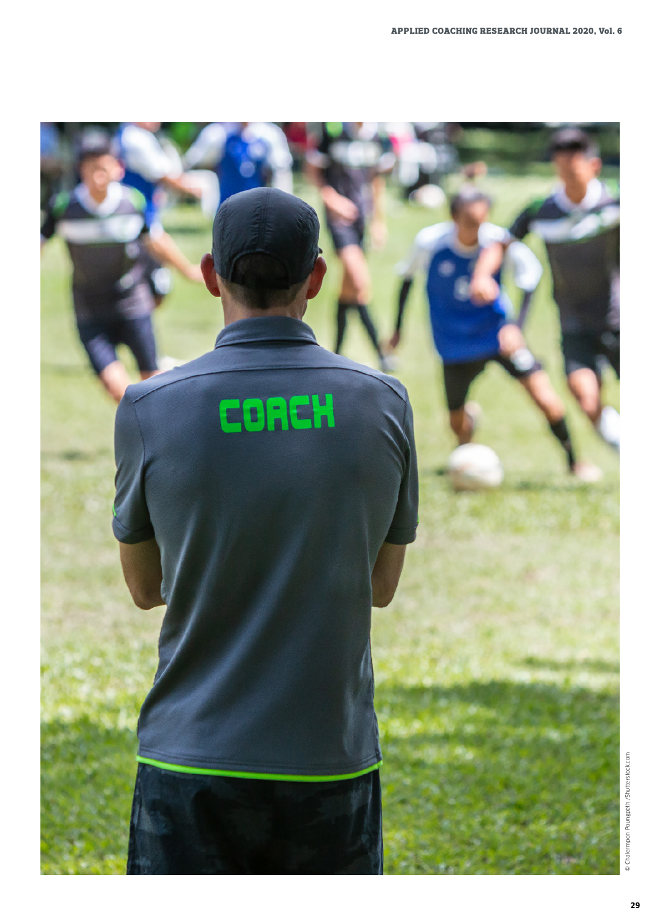© Chalermpon Poungpeth/Shutterstock.com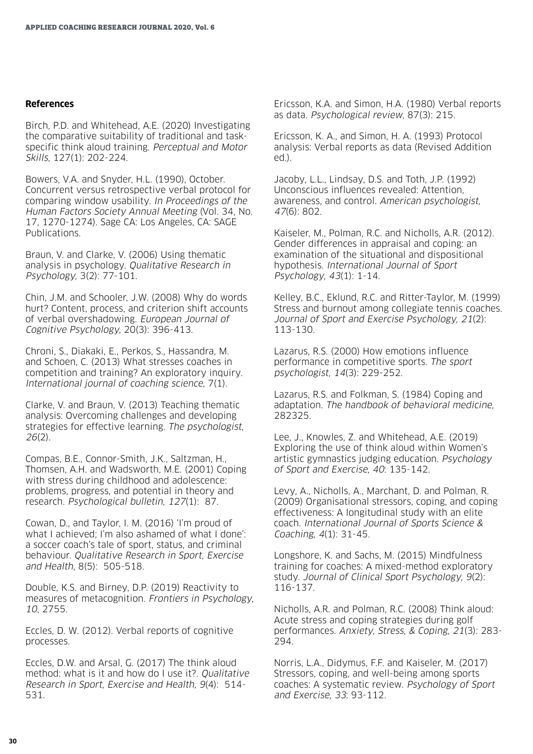## References

Birch, P.D. and Whitehead, A.E. (2020) Investigating the comparative suitability of traditional and task-specific think aloud training. *Perceptual and Motor Skills*, 127(1): 202-224.

Bowers, V.A. and Snyder, H.L. (1990), October. Concurrent versus retrospective verbal protocol for comparing window usability. *In Proceedings of the Human Factors Society Annual Meeting* (Vol. 34, No. 17, 1270-1274). Sage CA: Los Angeles, CA: SAGE Publications.

Braun, V. and Clarke, V. (2006) Using thematic analysis in psychology. *Qualitative Research in Psychology,* 3(2): 77-101.

Chin, J.M. and Schooler, J.W. (2008) Why do words hurt? Content, process, and criterion shift accounts of verbal overshadowing. *European Journal of Cognitive Psychology,* 20(3): 396-413.

Chroni, S., Diakaki, E., Perkos, S., Hassandra, M. and Schoen, C. (2013) What stresses coaches in competition and training? An exploratory inquiry. *International journal of coaching science*, 7(1).

Clarke, V. and Braun, V. (2013) Teaching thematic analysis: Overcoming challenges and developing strategies for effective learning. *The psychologist*, *26*(2).

Compas, B.E., Connor-Smith, J.K., Saltzman, H., Thomsen, A.H. and Wadsworth, M.E. (2001) Coping with stress during childhood and adolescence: problems, progress, and potential in theory and research. *Psychological bulletin*, *127*(1): 87.

Cowan, D., and Taylor, I. M. (2016) 'I'm proud of what I achieved; I'm also ashamed of what I done': a soccer coach's tale of sport, status, and criminal behaviour. *Qualitative Research in Sport, Exercise and Health*, 8(5): 505-518.

Double, K.S. and Birney, D.P. (2019) Reactivity to measures of metacognition. *Frontiers in Psychology, 10*, 2755.

Eccles, D. W. (2012). Verbal reports of cognitive processes.

Eccles, D.W. and Arsal, G. (2017) The think aloud method: what is it and how do I use it?. *Qualitative Research in Sport, Exercise and Health, 9*(4): 514-531.

Ericsson, K.A. and Simon, H.A. (1980) Verbal reports as data. *Psychological review*, 87(3): 215.

Ericsson, K. A., and Simon, H. A. (1993) Protocol analysis: Verbal reports as data (Revised Addition ed.).

Jacoby, L.L., Lindsay, D.S. and Toth, J.P. (1992) Unconscious influences revealed: Attention, awareness, and control. *American psychologist, 47*(6): 802.

Kaiseler, M., Polman, R.C. and Nicholls, A.R. (2012). Gender differences in appraisal and coping: an examination of the situational and dispositional hypothesis. *International Journal of Sport Psychology, 43*(1): 1-14.

Kelley, B.C., Eklund, R.C. and Ritter-Taylor, M. (1999) Stress and burnout among collegiate tennis coaches. *Journal of Sport and Exercise Psychology, 21*(2): 113-130.

Lazarus, R.S. (2000) How emotions influence performance in competitive sports. *The sport psychologist, 14*(3): 229-252.

Lazarus, R.S. and Folkman, S. (1984) Coping and adaptation. *The handbook of behavioral medicine,* 282325.

Lee, J., Knowles, Z. and Whitehead, A.E. (2019) Exploring the use of think aloud within Women's artistic gymnastics judging education. *Psychology of Sport and Exercise, 40*: 135-142.

Levy, A., Nicholls, A., Marchant, D. and Polman, R. (2009) Organisational stressors, coping, and coping effectiveness: A longitudinal study with an elite coach. *International Journal of Sports Science & Coaching, 4*(1): 31-45.

Longshore, K. and Sachs, M. (2015) Mindfulness training for coaches: A mixed-method exploratory study. *Journal of Clinical Sport Psychology, 9*(2): 116-137.

Nicholls, A.R. and Polman, R.C. (2008) Think aloud: Acute stress and coping strategies during golf performances. *Anxiety, Stress, & Coping, 21*(3): 283-294.

Norris, L.A., Didymus, F.F. and Kaiseler, M. (2017) Stressors, coping, and well-being among sports coaches: A systematic review. *Psychology of Sport and Exercise, 33*: 93-112.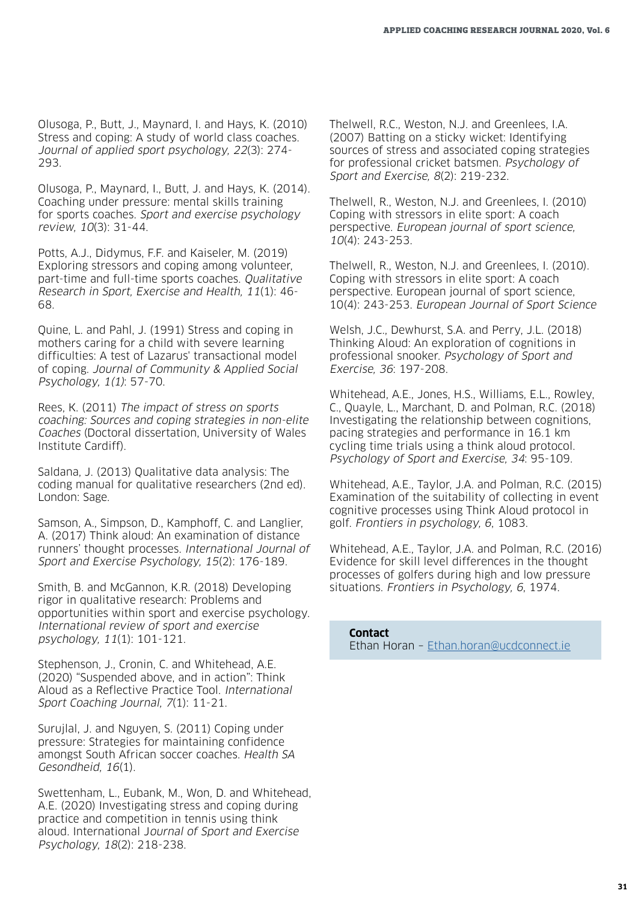Olusoga, P., Butt, J., Maynard, I. and Hays, K. (2010) Stress and coping: A study of world class coaches. *Journal of applied sport psychology, 22*(3): 274-293.

Olusoga, P., Maynard, I., Butt, J. and Hays, K. (2014). Coaching under pressure: mental skills training for sports coaches. *Sport and exercise psychology review, 10*(3): 31-44.

Potts, A.J., Didymus, F.F. and Kaiseler, M. (2019) Exploring stressors and coping among volunteer, part-time and full-time sports coaches. *Qualitative Research in Sport, Exercise and Health, 11*(1): 46-68.

Quine, L. and Pahl, J. (1991) Stress and coping in mothers caring for a child with severe learning difficulties: A test of Lazarus' transactional model of coping. *Journal of Community & Applied Social Psychology, 1(1)*: 57-70.

Rees, K. (2011) *The impact of stress on sports coaching: Sources and coping strategies in non-elite Coaches* (Doctoral dissertation, University of Wales Institute Cardiff).

Saldana, J. (2013) Qualitative data analysis: The coding manual for qualitative researchers (2nd ed). London: Sage.

Samson, A., Simpson, D., Kamphoff, C. and Langlier, A. (2017) Think aloud: An examination of distance runners' thought processes. *International Journal of Sport and Exercise Psychology, 15*(2): 176-189.

Smith, B. and McGannon, K.R. (2018) Developing rigor in qualitative research: Problems and opportunities within sport and exercise psychology. *International review of sport and exercise psychology, 11*(1): 101-121.

Stephenson, J., Cronin, C. and Whitehead, A.E. (2020) "Suspended above, and in action": Think Aloud as a Reflective Practice Tool. *International Sport Coaching Journal, 7*(1): 11-21.

Surujlal, J. and Nguyen, S. (2011) Coping under pressure: Strategies for maintaining confidence amongst South African soccer coaches. *Health SA Gesondheid, 16*(1).

Swettenham, L., Eubank, M., Won, D. and Whitehead, A.E. (2020) Investigating stress and coping during practice and competition in tennis using think aloud. International J*ournal of Sport and Exercise Psychology, 18*(2): 218-238.

Thelwell, R.C., Weston, N.J. and Greenlees, I.A. (2007) Batting on a sticky wicket: Identifying sources of stress and associated coping strategies for professional cricket batsmen. *Psychology of Sport and Exercise, 8*(2): 219-232.

Thelwell, R., Weston, N.J. and Greenlees, I. (2010) Coping with stressors in elite sport: A coach perspective. *European journal of sport science, 10*(4): 243-253.

Thelwell, R., Weston, N.J. and Greenlees, I. (2010). Coping with stressors in elite sport: A coach perspective. European journal of sport science, 10(4): 243-253. *European Journal of Sport Science*

Welsh, J.C., Dewhurst, S.A. and Perry, J.L. (2018) Thinking Aloud: An exploration of cognitions in professional snooker. *Psychology of Sport and Exercise, 36*: 197-208.

Whitehead, A.E., Jones, H.S., Williams, E.L., Rowley, C., Quayle, L., Marchant, D. and Polman, R.C. (2018) Investigating the relationship between cognitions, pacing strategies and performance in 16.1 km cycling time trials using a think aloud protocol. *Psychology of Sport and Exercise, 34*: 95-109.

Whitehead, A.E., Taylor, J.A. and Polman, R.C. (2015) Examination of the suitability of collecting in event cognitive processes using Think Aloud protocol in golf. *Frontiers in psychology, 6*, 1083.

Whitehead, A.E., Taylor, J.A. and Polman, R.C. (2016) Evidence for skill level differences in the thought processes of golfers during high and low pressure situations. *Frontiers in Psychology, 6*, 1974.

**Contact**
Ethan Horan – Ethan.horan@ucdconnect.ie